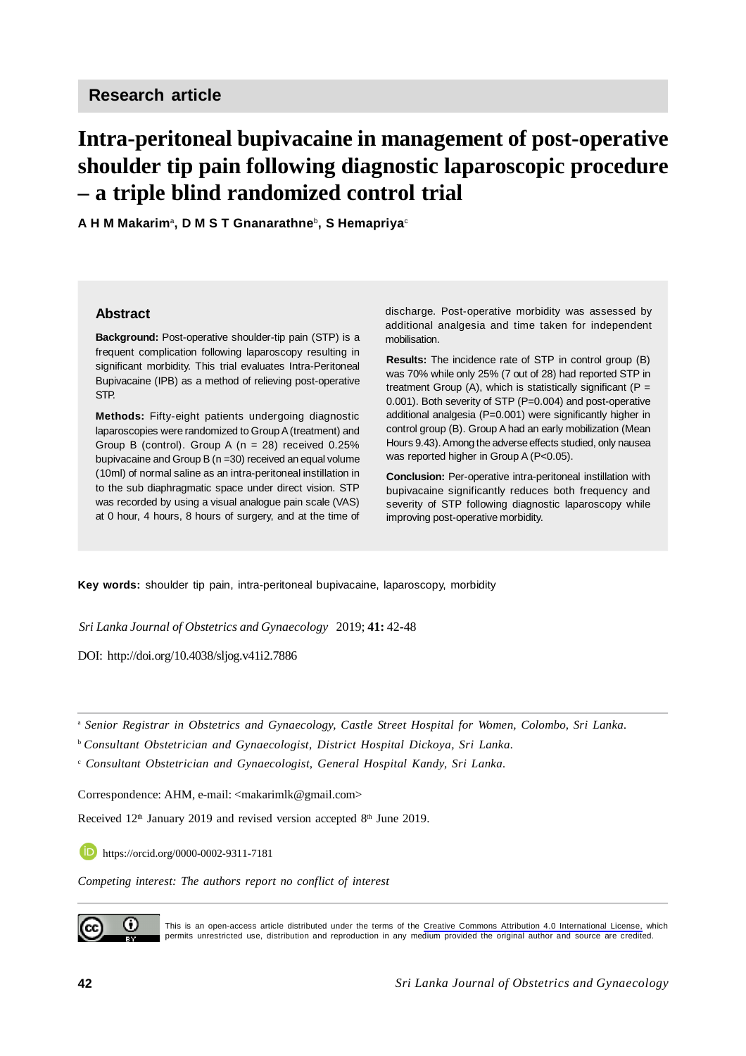Research article

# Intra-peritoneal bupivacaine in management of post-operative shoulder tip pain following diagnostic laparoscopic procedure – a triple blind randomized control trial

**A H M Makarim[a], D M S T Gnanarathne[b], S Hemapriya[c]**

## Abstract

**Background:** Post-operative shoulder-tip pain (STP) is a frequent complication following laparoscopy resulting in significant morbidity. This trial evaluates Intra-Peritoneal Bupivacaine (IPB) as a method of relieving post-operative STP.

**Methods:** Fifty-eight patients undergoing diagnostic laparoscopies were randomized to Group A (treatment) and Group B (control). Group A (n = 28) received 0.25% bupivacaine and Group B (n =30) received an equal volume (10ml) of normal saline as an intra-peritoneal instillation in to the sub diaphragmatic space under direct vision. STP was recorded by using a visual analogue pain scale (VAS) at 0 hour, 4 hours, 8 hours of surgery, and at the time of discharge. Post-operative morbidity was assessed by additional analgesia and time taken for independent mobilisation.

**Results:** The incidence rate of STP in control group (B) was 70% while only 25% (7 out of 28) had reported STP in treatment Group (A), which is statistically significant (P = 0.001). Both severity of STP (P=0.004) and post-operative additional analgesia (P=0.001) were significantly higher in control group (B). Group A had an early mobilization (Mean Hours 9.43). Among the adverse effects studied, only nausea was reported higher in Group A (P<0.05).

**Conclusion:** Per-operative intra-peritoneal instillation with bupivacaine significantly reduces both frequency and severity of STP following diagnostic laparoscopy while improving post-operative morbidity.

**Key words:** shoulder tip pain, intra-peritoneal bupivacaine, laparoscopy, morbidity

*Sri Lanka Journal of Obstetrics and Gynaecology* 2019; **41:** 42-48

DOI: http://doi.org/10.4038/sljog.v41i2.7886

[a] *Senior Registrar in Obstetrics and Gynaecology, Castle Street Hospital for Women, Colombo, Sri Lanka.*

[b] *Consultant Obstetrician and Gynaecologist, District Hospital Dickoya, Sri Lanka.*

[c] *Consultant Obstetrician and Gynaecologist, General Hospital Kandy, Sri Lanka.*

Correspondence: AHM, e-mail: <makarimlk@gmail.com>

Received 12th January 2019 and revised version accepted 8th June 2019.

https://orcid.org/0000-0002-9311-7181

*Competing interest: The authors report no conflict of interest*

This is an open-access article distributed under the terms of the Creative Commons Attribution 4.0 International License, which permits unrestricted use, distribution and reproduction in any medium provided the original author and source are credited.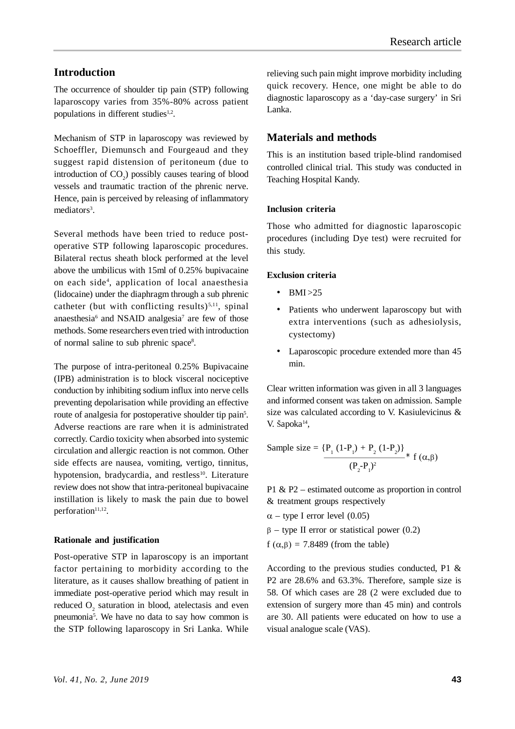## Introduction

The occurrence of shoulder tip pain (STP) following laparoscopy varies from 35%-80% across patient populations in different studies[1,2].

Mechanism of STP in laparoscopy was reviewed by Schoeffler, Diemunsch and Fourgeaud and they suggest rapid distension of peritoneum (due to introduction of $CO_2$) possibly causes tearing of blood vessels and traumatic traction of the phrenic nerve. Hence, pain is perceived by releasing of inflammatory mediators[3].

Several methods have been tried to reduce post-operative STP following laparoscopic procedures. Bilateral rectus sheath block performed at the level above the umbilicus with 15ml of 0.25% bupivacaine on each side[4], application of local anaesthesia (lidocaine) under the diaphragm through a sub phrenic catheter (but with conflicting results)[5,11], spinal anaesthesia[6] and NSAID analgesia[7] are few of those methods. Some researchers even tried with introduction of normal saline to sub phrenic space[8].

The purpose of intra-peritoneal 0.25% Bupivacaine (IPB) administration is to block visceral nociceptive conduction by inhibiting sodium influx into nerve cells preventing depolarisation while providing an effective route of analgesia for postoperative shoulder tip pain[5]. Adverse reactions are rare when it is administrated correctly. Cardio toxicity when absorbed into systemic circulation and allergic reaction is not common. Other side effects are nausea, vomiting, vertigo, tinnitus, hypotension, bradycardia, and restless[10]. Literature review does not show that intra-peritoneal bupivacaine instillation is likely to mask the pain due to bowel perforation[11,12].

#### Rationale and justification

Post-operative STP in laparoscopy is an important factor pertaining to morbidity according to the literature, as it causes shallow breathing of patient in immediate post-operative period which may result in reduced $O_2$ saturation in blood, atelectasis and even pneumonia[5]. We have no data to say how common is the STP following laparoscopy in Sri Lanka. While relieving such pain might improve morbidity including quick recovery. Hence, one might be able to do diagnostic laparoscopy as a 'day-case surgery' in Sri Lanka.

## Materials and methods

This is an institution based triple-blind randomised controlled clinical trial. This study was conducted in Teaching Hospital Kandy.

#### Inclusion criteria

Those who admitted for diagnostic laparoscopic procedures (including Dye test) were recruited for this study.

#### Exclusion criteria

- BMI >25
- Patients who underwent laparoscopy but with extra interventions (such as adhesiolysis, cystectomy)
- Laparoscopic procedure extended more than 45 min.

Clear written information was given in all 3 languages and informed consent was taken on admission. Sample size was calculated according to V. Kasiulevicinus & V. šapoka[14],

$$\text{Sample size} = \frac{\{P_1 (1-P_1) + P_2 (1-P_2)\}}{(P_2-P_1)^2} * f(\alpha,\beta)$$

P1 & P2 – estimated outcome as proportion in control & treatment groups respectively

$\alpha$ – type I error level (0.05)

$\beta$ – type II error or statistical power (0.2)

$f(\alpha,\beta) = 7.8489$ (from the table)

According to the previous studies conducted, P1 & P2 are 28.6% and 63.3%. Therefore, sample size is 58. Of which cases are 28 (2 were excluded due to extension of surgery more than 45 min) and controls are 30. All patients were educated on how to use a visual analogue scale (VAS).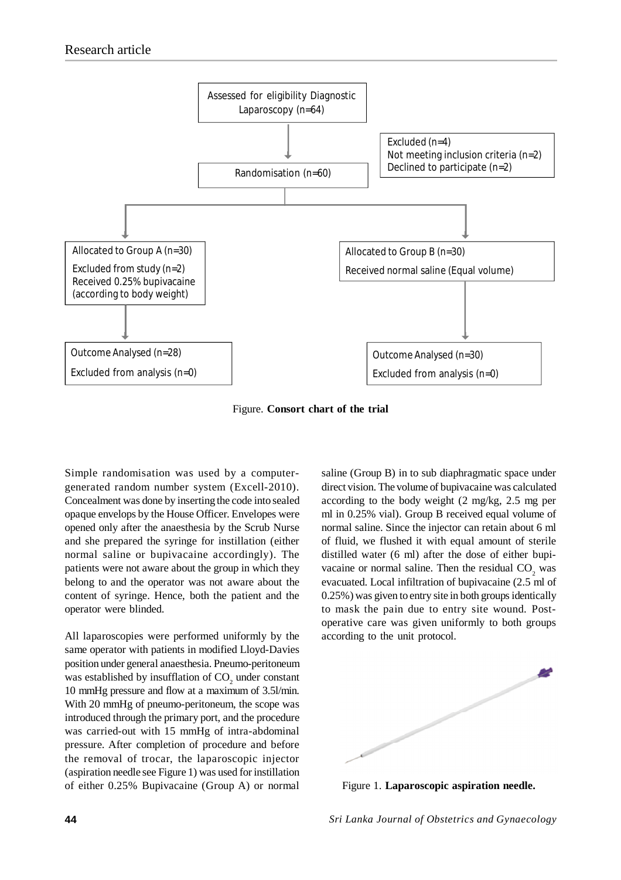Assessed for eligibility Diagnostic Laparoscopy (n=64)

Excluded (n=4)
Not meeting inclusion criteria (n=2)
Declined to participate (n=2)

Randomisation (n=60)

Allocated to Group A (n=30)
Excluded from study (n=2)
Received 0.25% bupivacaine (according to body weight)

Allocated to Group B (n=30)
Received normal saline (Equal volume)

Outcome Analysed (n=28)
Excluded from analysis (n=0)

Outcome Analysed (n=30)
Excluded from analysis (n=0)

Figure. **Consort chart of the trial**

Simple randomisation was used by a computer-generated random number system (Excell-2010). Concealment was done by inserting the code into sealed opaque envelops by the House Officer. Envelopes were opened only after the anaesthesia by the Scrub Nurse and she prepared the syringe for instillation (either normal saline or bupivacaine accordingly). The patients were not aware about the group in which they belong to and the operator was not aware about the content of syringe. Hence, both the patient and the operator were blinded.

All laparoscopies were performed uniformly by the same operator with patients in modified Lloyd-Davies position under general anaesthesia. Pneumo-peritoneum was established by insufflation of $CO_2$ under constant 10 mmHg pressure and flow at a maximum of 3.5l/min. With 20 mmHg of pneumo-peritoneum, the scope was introduced through the primary port, and the procedure was carried-out with 15 mmHg of intra-abdominal pressure. After completion of procedure and before the removal of trocar, the laparoscopic injector (aspiration needle see Figure 1) was used for instillation of either 0.25% Bupivacaine (Group A) or normal saline (Group B) in to sub diaphragmatic space under direct vision. The volume of bupivacaine was calculated according to the body weight (2 mg/kg, 2.5 mg per ml in 0.25% vial). Group B received equal volume of normal saline. Since the injector can retain about 6 ml of fluid, we flushed it with equal amount of sterile distilled water (6 ml) after the dose of either bupivacaine or normal saline. Then the residual $CO_2$ was evacuated. Local infiltration of bupivacaine (2.5 ml of 0.25%) was given to entry site in both groups identically to mask the pain due to entry site wound. Post-operative care was given uniformly to both groups according to the unit protocol.

Figure 1. **Laparoscopic aspiration needle.**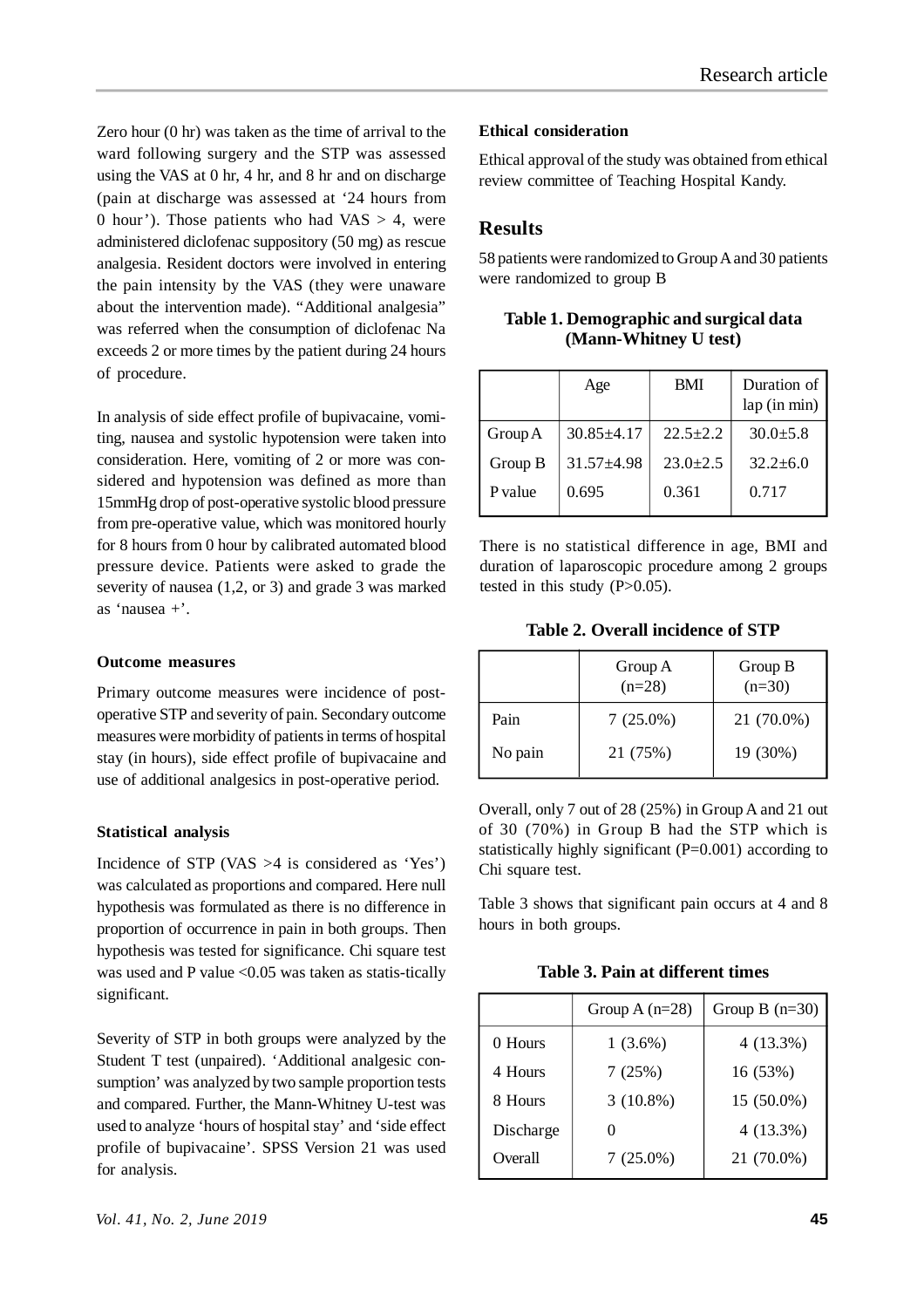Zero hour (0 hr) was taken as the time of arrival to the ward following surgery and the STP was assessed using the VAS at 0 hr, 4 hr, and 8 hr and on discharge (pain at discharge was assessed at '24 hours from 0 hour'). Those patients who had VAS > 4, were administered diclofenac suppository (50 mg) as rescue analgesia. Resident doctors were involved in entering the pain intensity by the VAS (they were unaware about the intervention made). "Additional analgesia" was referred when the consumption of diclofenac Na exceeds 2 or more times by the patient during 24 hours of procedure.

In analysis of side effect profile of bupivacaine, vomiting, nausea and systolic hypotension were taken into consideration. Here, vomiting of 2 or more was considered and hypotension was defined as more than 15mmHg drop of post-operative systolic blood pressure from pre-operative value, which was monitored hourly for 8 hours from 0 hour by calibrated automated blood pressure device. Patients were asked to grade the severity of nausea (1,2, or 3) and grade 3 was marked as 'nausea +'.

**Outcome measures**

Primary outcome measures were incidence of post-operative STP and severity of pain. Secondary outcome measures were morbidity of patients in terms of hospital stay (in hours), side effect profile of bupivacaine and use of additional analgesics in post-operative period.

**Statistical analysis**

Incidence of STP (VAS >4 is considered as 'Yes') was calculated as proportions and compared. Here null hypothesis was formulated as there is no difference in proportion of occurrence in pain in both groups. Then hypothesis was tested for significance. Chi square test was used and P value <0.05 was taken as statis-tically significant.

Severity of STP in both groups were analyzed by the Student T test (unpaired). 'Additional analgesic consumption' was analyzed by two sample proportion tests and compared. Further, the Mann-Whitney U-test was used to analyze 'hours of hospital stay' and 'side effect profile of bupivacaine'. SPSS Version 21 was used for analysis.

**Ethical consideration**

Ethical approval of the study was obtained from ethical review committee of Teaching Hospital Kandy.

## Results

58 patients were randomized to Group A and 30 patients were randomized to group B

**Table 1. Demographic and surgical data (Mann-Whitney U test)**

| | Age | BMI | Duration of lap (in min) |
|---|---|---|---|
| Group A | 30.85±4.17 | 22.5±2.2 | 30.0±5.8 |
| Group B | 31.57±4.98 | 23.0±2.5 | 32.2±6.0 |
| P value | 0.695 | 0.361 | 0.717 |

There is no statistical difference in age, BMI and duration of laparoscopic procedure among 2 groups tested in this study (P>0.05).

**Table 2. Overall incidence of STP**

| | Group A (n=28) | Group B (n=30) |
|---|---|---|
| Pain | 7 (25.0%) | 21 (70.0%) |
| No pain | 21 (75%) | 19 (30%) |

Overall, only 7 out of 28 (25%) in Group A and 21 out of 30 (70%) in Group B had the STP which is statistically highly significant (P=0.001) according to Chi square test.

Table 3 shows that significant pain occurs at 4 and 8 hours in both groups.

**Table 3. Pain at different times**

| | Group A (n=28) | Group B (n=30) |
|---|---|---|
| 0 Hours | 1 (3.6%) | 4 (13.3%) |
| 4 Hours | 7 (25%) | 16 (53%) |
| 8 Hours | 3 (10.8%) | 15 (50.0%) |
| Discharge | 0 | 4 (13.3%) |
| Overall | 7 (25.0%) | 21 (70.0%) |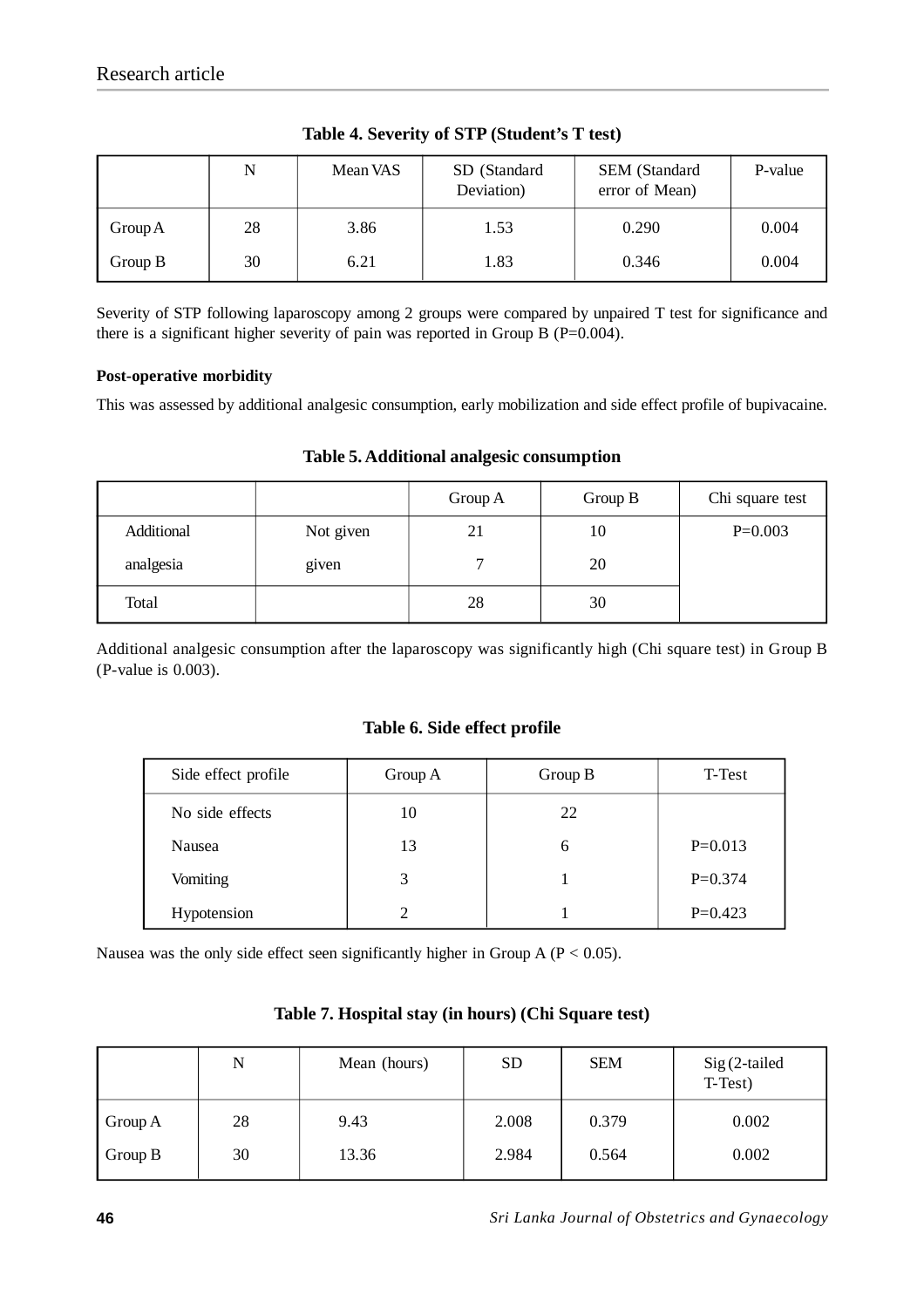**Table 4. Severity of STP (Student's T test)**

| | N | Mean VAS | SD (Standard Deviation) | SEM (Standard error of Mean) | P-value |
|---|---|---|---|---|---|
| Group A | 28 | 3.86 | 1.53 | 0.290 | 0.004 |
| Group B | 30 | 6.21 | 1.83 | 0.346 | 0.004 |

Severity of STP following laparoscopy among 2 groups were compared by unpaired T test for significance and there is a significant higher severity of pain was reported in Group B (P=0.004).

**Post-operative morbidity**

This was assessed by additional analgesic consumption, early mobilization and side effect profile of bupivacaine.

**Table 5. Additional analgesic consumption**

| | | Group A | Group B | Chi square test |
|---|---|---|---|---|
| Additional analgesia | Not given | 21 | 10 | P=0.003 |
| | given | 7 | 20 | |
| Total | | 28 | 30 | |

Additional analgesic consumption after the laparoscopy was significantly high (Chi square test) in Group B (P-value is 0.003).

**Table 6. Side effect profile**

| Side effect profile | Group A | Group B | T-Test |
|---|---|---|---|
| No side effects | 10 | 22 | |
| Nausea | 13 | 6 | P=0.013 |
| Vomiting | 3 | 1 | P=0.374 |
| Hypotension | 2 | 1 | P=0.423 |

Nausea was the only side effect seen significantly higher in Group A (P < 0.05).

**Table 7. Hospital stay (in hours) (Chi Square test)**

| | N | Mean (hours) | SD | SEM | Sig (2-tailed T-Test) |
|---|---|---|---|---|---|
| Group A | 28 | 9.43 | 2.008 | 0.379 | 0.002 |
| Group B | 30 | 13.36 | 2.984 | 0.564 | 0.002 |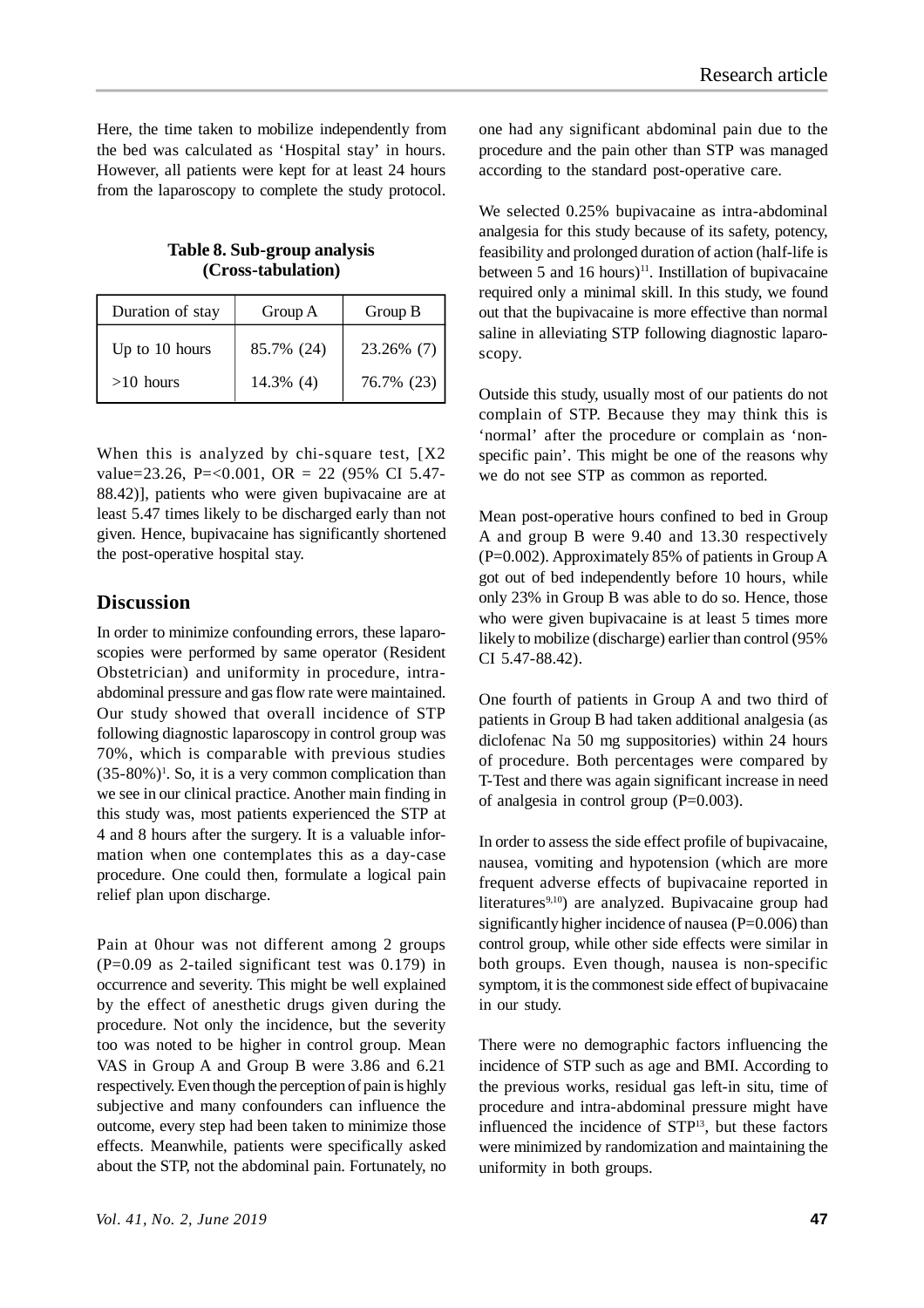Here, the time taken to mobilize independently from the bed was calculated as 'Hospital stay' in hours. However, all patients were kept for at least 24 hours from the laparoscopy to complete the study protocol.

**Table 8. Sub-group analysis (Cross-tabulation)**

| Duration of stay | Group A | Group B |
|---|---|---|
| Up to 10 hours | 85.7% (24) | 23.26% (7) |
| >10 hours | 14.3% (4) | 76.7% (23) |

When this is analyzed by chi-square test, [X2 value=23.26, P=<0.001, OR = 22 (95% CI 5.47-88.42)], patients who were given bupivacaine are at least 5.47 times likely to be discharged early than not given. Hence, bupivacaine has significantly shortened the post-operative hospital stay.

## Discussion

In order to minimize confounding errors, these laparoscopies were performed by same operator (Resident Obstetrician) and uniformity in procedure, intra-abdominal pressure and gas flow rate were maintained. Our study showed that overall incidence of STP following diagnostic laparoscopy in control group was 70%, which is comparable with previous studies (35-80%)[1]. So, it is a very common complication than we see in our clinical practice. Another main finding in this study was, most patients experienced the STP at 4 and 8 hours after the surgery. It is a valuable information when one contemplates this as a day-case procedure. One could then, formulate a logical pain relief plan upon discharge.

Pain at 0hour was not different among 2 groups (P=0.09 as 2-tailed significant test was 0.179) in occurrence and severity. This might be well explained by the effect of anesthetic drugs given during the procedure. Not only the incidence, but the severity too was noted to be higher in control group. Mean VAS in Group A and Group B were 3.86 and 6.21 respectively. Even though the perception of pain is highly subjective and many confounders can influence the outcome, every step had been taken to minimize those effects. Meanwhile, patients were specifically asked about the STP, not the abdominal pain. Fortunately, no one had any significant abdominal pain due to the procedure and the pain other than STP was managed according to the standard post-operative care.

We selected 0.25% bupivacaine as intra-abdominal analgesia for this study because of its safety, potency, feasibility and prolonged duration of action (half-life is between 5 and 16 hours)[11]. Instillation of bupivacaine required only a minimal skill. In this study, we found out that the bupivacaine is more effective than normal saline in alleviating STP following diagnostic laparoscopy.

Outside this study, usually most of our patients do not complain of STP. Because they may think this is 'normal' after the procedure or complain as 'non-specific pain'. This might be one of the reasons why we do not see STP as common as reported.

Mean post-operative hours confined to bed in Group A and group B were 9.40 and 13.30 respectively (P=0.002). Approximately 85% of patients in Group A got out of bed independently before 10 hours, while only 23% in Group B was able to do so. Hence, those who were given bupivacaine is at least 5 times more likely to mobilize (discharge) earlier than control (95% CI 5.47-88.42).

One fourth of patients in Group A and two third of patients in Group B had taken additional analgesia (as diclofenac Na 50 mg suppositories) within 24 hours of procedure. Both percentages were compared by T-Test and there was again significant increase in need of analgesia in control group (P=0.003).

In order to assess the side effect profile of bupivacaine, nausea, vomiting and hypotension (which are more frequent adverse effects of bupivacaine reported in literatures[9,10]) are analyzed. Bupivacaine group had significantly higher incidence of nausea (P=0.006) than control group, while other side effects were similar in both groups. Even though, nausea is non-specific symptom, it is the commonest side effect of bupivacaine in our study.

There were no demographic factors influencing the incidence of STP such as age and BMI. According to the previous works, residual gas left-in situ, time of procedure and intra-abdominal pressure might have influenced the incidence of STP[13], but these factors were minimized by randomization and maintaining the uniformity in both groups.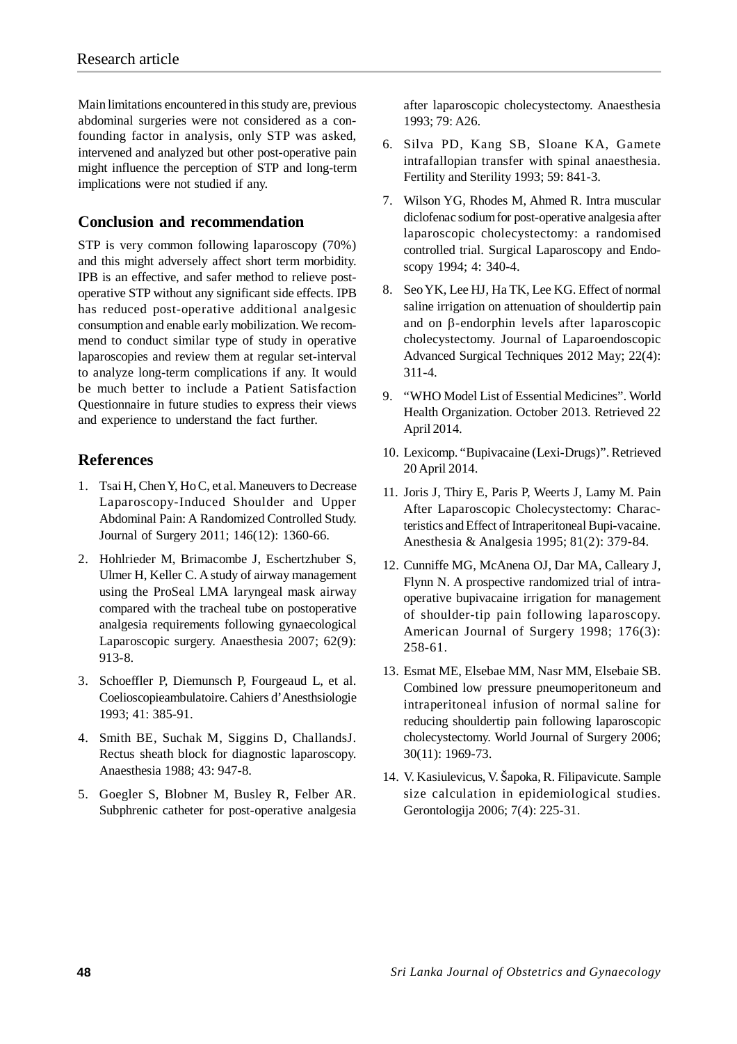Main limitations encountered in this study are, previous abdominal surgeries were not considered as a confounding factor in analysis, only STP was asked, intervened and analyzed but other post-operative pain might influence the perception of STP and long-term implications were not studied if any.

## Conclusion and recommendation

STP is very common following laparoscopy (70%) and this might adversely affect short term morbidity. IPB is an effective, and safer method to relieve post-operative STP without any significant side effects. IPB has reduced post-operative additional analgesic consumption and enable early mobilization. We recommend to conduct similar type of study in operative laparoscopies and review them at regular set-interval to analyze long-term complications if any. It would be much better to include a Patient Satisfaction Questionnaire in future studies to express their views and experience to understand the fact further.

## References

1. Tsai H, Chen Y, Ho C, et al. Maneuvers to Decrease Laparoscopy-Induced Shoulder and Upper Abdominal Pain: A Randomized Controlled Study. Journal of Surgery 2011; 146(12): 1360-66.
2. Hohlrieder M, Brimacombe J, Eschertzhuber S, Ulmer H, Keller C. A study of airway management using the ProSeal LMA laryngeal mask airway compared with the tracheal tube on postoperative analgesia requirements following gynaecological Laparoscopic surgery. Anaesthesia 2007; 62(9): 913-8.
3. Schoeffler P, Diemunsch P, Fourgeaud L, et al. Coelioscopieambulatoire. Cahiers d'Anesthsiologie 1993; 41: 385-91.
4. Smith BE, Suchak M, Siggins D, ChallandsJ. Rectus sheath block for diagnostic laparoscopy. Anaesthesia 1988; 43: 947-8.
5. Goegler S, Blobner M, Busley R, Felber AR. Subphrenic catheter for post-operative analgesia after laparoscopic cholecystectomy. Anaesthesia 1993; 79: A26.
6. Silva PD, Kang SB, Sloane KA, Gamete intrafallopian transfer with spinal anaesthesia. Fertility and Sterility 1993; 59: 841-3.
7. Wilson YG, Rhodes M, Ahmed R. Intra muscular diclofenac sodium for post-operative analgesia after laparoscopic cholecystectomy: a randomised controlled trial. Surgical Laparoscopy and Endoscopy 1994; 4: 340-4.
8. Seo YK, Lee HJ, Ha TK, Lee KG. Effect of normal saline irrigation on attenuation of shouldertip pain and on β-endorphin levels after laparoscopic cholecystectomy. Journal of Laparoendoscopic Advanced Surgical Techniques 2012 May; 22(4): 311-4.
9. "WHO Model List of Essential Medicines". World Health Organization. October 2013. Retrieved 22 April 2014.
10. Lexicomp. "Bupivacaine (Lexi-Drugs)". Retrieved 20 April 2014.
11. Joris J, Thiry E, Paris P, Weerts J, Lamy M. Pain After Laparoscopic Cholecystectomy: Characteristics and Effect of Intraperitoneal Bupi-vacaine. Anesthesia & Analgesia 1995; 81(2): 379-84.
12. Cunniffe MG, McAnena OJ, Dar MA, Calleary J, Flynn N. A prospective randomized trial of intra-operative bupivacaine irrigation for management of shoulder-tip pain following laparoscopy. American Journal of Surgery 1998; 176(3): 258-61.
13. Esmat ME, Elsebae MM, Nasr MM, Elsebaie SB. Combined low pressure pneumoperitoneum and intraperitoneal infusion of normal saline for reducing shouldertip pain following laparoscopic cholecystectomy. World Journal of Surgery 2006; 30(11): 1969-73.
14. V. Kasiulevicus, V. Šapoka, R. Filipavicute. Sample size calculation in epidemiological studies. Gerontologija 2006; 7(4): 225-31.